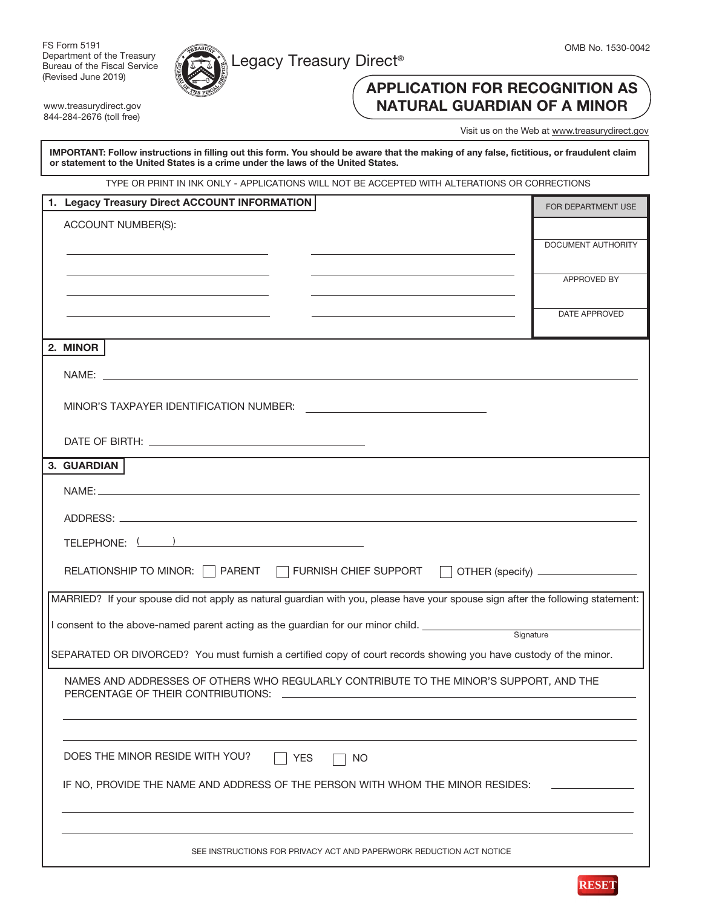FS Form 5191
Department of the Treasury
Bureau of the Fiscal Service
(Revised June 2019)

www.treasurydirect.gov
844-284-2676 (toll free)

Legacy Treasury Direct®

OMB No. 1530-0042

# APPLICATION FOR RECOGNITION AS NATURAL GUARDIAN OF A MINOR

Visit us on the Web at www.treasurydirect.gov

**IMPORTANT: Follow instructions in filling out this form. You should be aware that the making of any false, fictitious, or fraudulent claim or statement to the United States is a crime under the laws of the United States.**

TYPE OR PRINT IN INK ONLY - APPLICATIONS WILL NOT BE ACCEPTED WITH ALTERATIONS OR CORRECTIONS

## 1. Legacy Treasury Direct ACCOUNT INFORMATION

ACCOUNT NUMBER(S):

______________________ ______________________

______________________ ______________________

______________________ ______________________

______________________ ______________________

| FOR DEPARTMENT USE |
| --- |
| |
| DOCUMENT AUTHORITY |
| APPROVED BY |
| DATE APPROVED |

## 2. MINOR

NAME: ______________________

MINOR'S TAXPAYER IDENTIFICATION NUMBER: ______________________

DATE OF BIRTH: ______________________

## 3. GUARDIAN

NAME: ______________________

ADDRESS: ______________________

TELEPHONE: (     ) ______________________

RELATIONSHIP TO MINOR: ☐ PARENT ☐ FURNISH CHIEF SUPPORT ☐ OTHER (specify) ______________

MARRIED? If your spouse did not apply as natural guardian with you, please have your spouse sign after the following statement:

I consent to the above-named parent acting as the guardian for our minor child. ______________________
Signature

SEPARATED OR DIVORCED? You must furnish a certified copy of court records showing you have custody of the minor.

NAMES AND ADDRESSES OF OTHERS WHO REGULARLY CONTRIBUTE TO THE MINOR'S SUPPORT, AND THE PERCENTAGE OF THEIR CONTRIBUTIONS: ______________________

______________________

______________________

DOES THE MINOR RESIDE WITH YOU? ☐ YES ☐ NO

IF NO, PROVIDE THE NAME AND ADDRESS OF THE PERSON WITH WHOM THE MINOR RESIDES: ______________

______________________

______________________

SEE INSTRUCTIONS FOR PRIVACY ACT AND PAPERWORK REDUCTION ACT NOTICE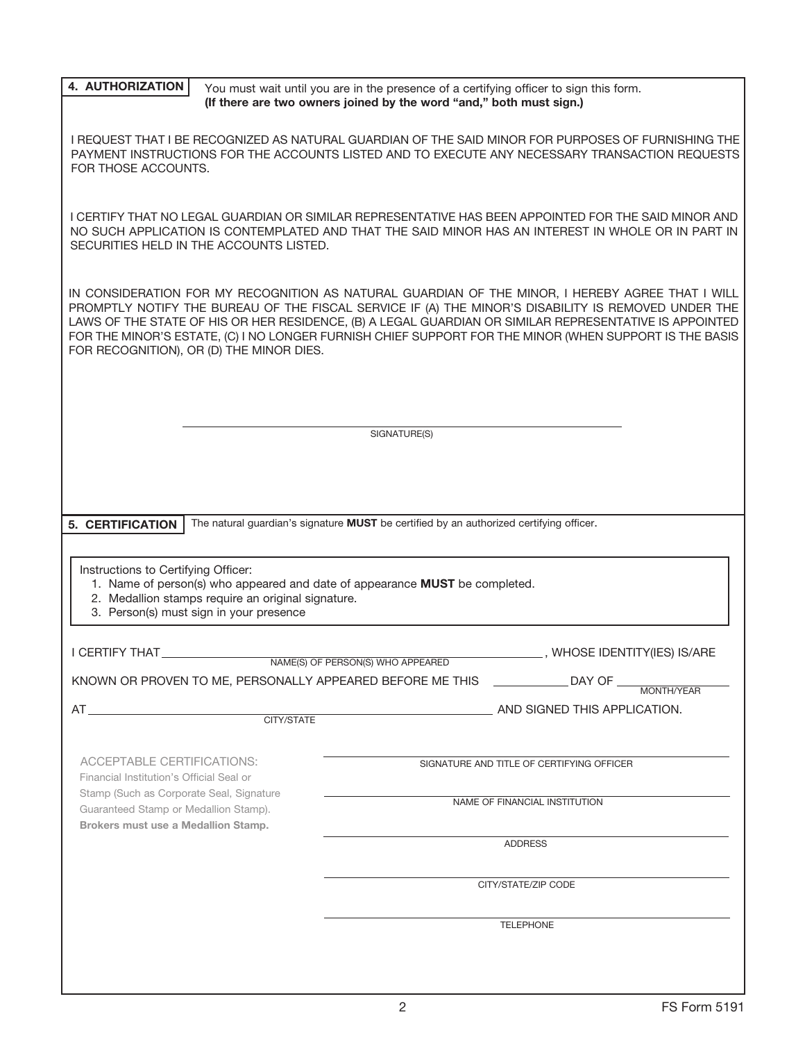## 4. AUTHORIZATION

You must wait until you are in the presence of a certifying officer to sign this form.
**(If there are two owners joined by the word "and," both must sign.)**

I REQUEST THAT I BE RECOGNIZED AS NATURAL GUARDIAN OF THE SAID MINOR FOR PURPOSES OF FURNISHING THE PAYMENT INSTRUCTIONS FOR THE ACCOUNTS LISTED AND TO EXECUTE ANY NECESSARY TRANSACTION REQUESTS FOR THOSE ACCOUNTS.

I CERTIFY THAT NO LEGAL GUARDIAN OR SIMILAR REPRESENTATIVE HAS BEEN APPOINTED FOR THE SAID MINOR AND NO SUCH APPLICATION IS CONTEMPLATED AND THAT THE SAID MINOR HAS AN INTEREST IN WHOLE OR IN PART IN SECURITIES HELD IN THE ACCOUNTS LISTED.

IN CONSIDERATION FOR MY RECOGNITION AS NATURAL GUARDIAN OF THE MINOR, I HEREBY AGREE THAT I WILL PROMPTLY NOTIFY THE BUREAU OF THE FISCAL SERVICE IF (A) THE MINOR'S DISABILITY IS REMOVED UNDER THE LAWS OF THE STATE OF HIS OR HER RESIDENCE, (B) A LEGAL GUARDIAN OR SIMILAR REPRESENTATIVE IS APPOINTED FOR THE MINOR'S ESTATE, (C) I NO LONGER FURNISH CHIEF SUPPORT FOR THE MINOR (WHEN SUPPORT IS THE BASIS FOR RECOGNITION), OR (D) THE MINOR DIES.

______________________________________________
SIGNATURE(S)

## 5. CERTIFICATION

The natural guardian's signature **MUST** be certified by an authorized certifying officer.

Instructions to Certifying Officer:

1. Name of person(s) who appeared and date of appearance **MUST** be completed.
2. Medallion stamps require an original signature.
3. Person(s) must sign in your presence

I CERTIFY THAT ______________________________ (NAME(S) OF PERSON(S) WHO APPEARED), WHOSE IDENTITY(IES) IS/ARE KNOWN OR PROVEN TO ME, PERSONALLY APPEARED BEFORE ME THIS __________ DAY OF __________ (MONTH/YEAR)

AT ______________________________ (CITY/STATE) AND SIGNED THIS APPLICATION.

ACCEPTABLE CERTIFICATIONS:
Financial Institution's Official Seal or Stamp (Such as Corporate Seal, Signature Guaranteed Stamp or Medallion Stamp).
**Brokers must use a Medallion Stamp.**

______________________________________________
SIGNATURE AND TITLE OF CERTIFYING OFFICER

______________________________________________
NAME OF FINANCIAL INSTITUTION

______________________________________________
ADDRESS

______________________________________________
CITY/STATE/ZIP CODE

______________________________________________
TELEPHONE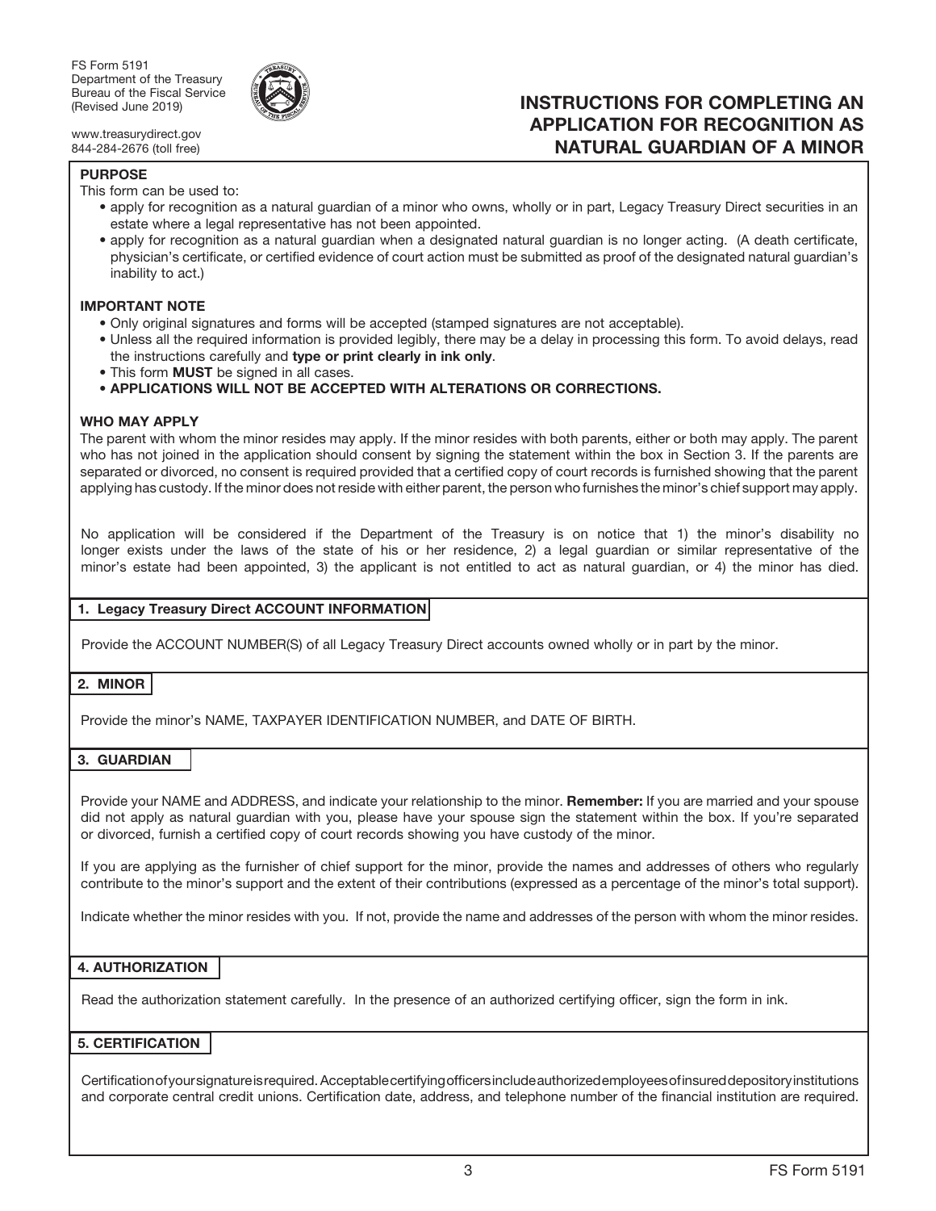FS Form 5191
Department of the Treasury
Bureau of the Fiscal Service
(Revised June 2019)

www.treasurydirect.gov
844-284-2676 (toll free)

# INSTRUCTIONS FOR COMPLETING AN APPLICATION FOR RECOGNITION AS NATURAL GUARDIAN OF A MINOR

**PURPOSE**

This form can be used to:

- apply for recognition as a natural guardian of a minor who owns, wholly or in part, Legacy Treasury Direct securities in an estate where a legal representative has not been appointed.
- apply for recognition as a natural guardian when a designated natural guardian is no longer acting. (A death certificate, physician's certificate, or certified evidence of court action must be submitted as proof of the designated natural guardian's inability to act.)

**IMPORTANT NOTE**

- Only original signatures and forms will be accepted (stamped signatures are not acceptable).
- Unless all the required information is provided legibly, there may be a delay in processing this form. To avoid delays, read the instructions carefully and **type or print clearly in ink only**.
- This form **MUST** be signed in all cases.
- **APPLICATIONS WILL NOT BE ACCEPTED WITH ALTERATIONS OR CORRECTIONS.**

**WHO MAY APPLY**

The parent with whom the minor resides may apply. If the minor resides with both parents, either or both may apply. The parent who has not joined in the application should consent by signing the statement within the box in Section 3. If the parents are separated or divorced, no consent is required provided that a certified copy of court records is furnished showing that the parent applying has custody. If the minor does not reside with either parent, the person who furnishes the minor's chief support may apply.

No application will be considered if the Department of the Treasury is on notice that 1) the minor's disability no longer exists under the laws of the state of his or her residence, 2) a legal guardian or similar representative of the minor's estate had been appointed, 3) the applicant is not entitled to act as natural guardian, or 4) the minor has died.

**1. Legacy Treasury Direct ACCOUNT INFORMATION**

Provide the ACCOUNT NUMBER(S) of all Legacy Treasury Direct accounts owned wholly or in part by the minor.

**2. MINOR**

Provide the minor's NAME, TAXPAYER IDENTIFICATION NUMBER, and DATE OF BIRTH.

**3. GUARDIAN**

Provide your NAME and ADDRESS, and indicate your relationship to the minor. **Remember:** If you are married and your spouse did not apply as natural guardian with you, please have your spouse sign the statement within the box. If you're separated or divorced, furnish a certified copy of court records showing you have custody of the minor.

If you are applying as the furnisher of chief support for the minor, provide the names and addresses of others who regularly contribute to the minor's support and the extent of their contributions (expressed as a percentage of the minor's total support).

Indicate whether the minor resides with you. If not, provide the name and addresses of the person with whom the minor resides.

**4. AUTHORIZATION**

Read the authorization statement carefully. In the presence of an authorized certifying officer, sign the form in ink.

**5. CERTIFICATION**

Certification of your signature is required. Acceptable certifying officers include authorized employees of insured depository institutions and corporate central credit unions. Certification date, address, and telephone number of the financial institution are required.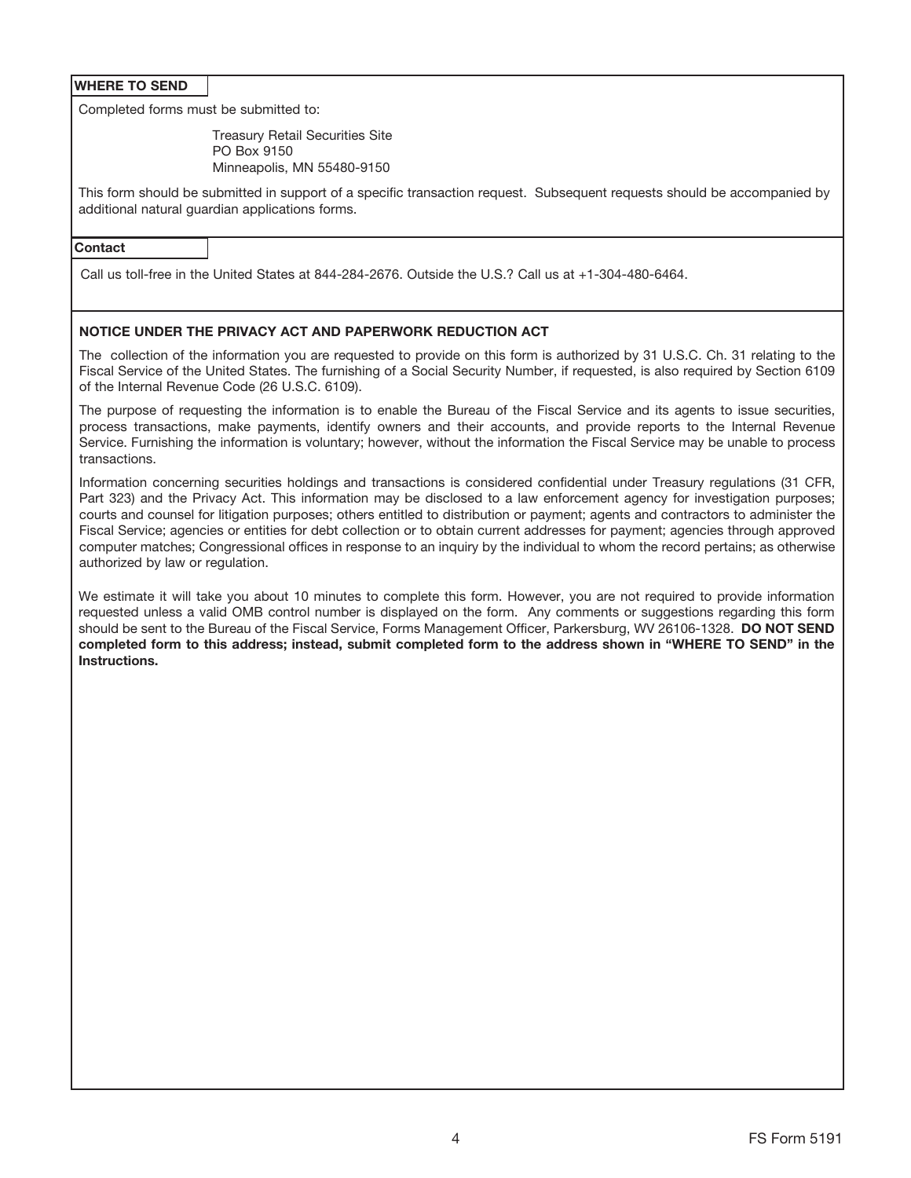## WHERE TO SEND

Completed forms must be submitted to:

Treasury Retail Securities Site
PO Box 9150
Minneapolis, MN 55480-9150

This form should be submitted in support of a specific transaction request. Subsequent requests should be accompanied by additional natural guardian applications forms.

## Contact

Call us toll-free in the United States at 844-284-2676. Outside the U.S.? Call us at +1-304-480-6464.

## NOTICE UNDER THE PRIVACY ACT AND PAPERWORK REDUCTION ACT

The collection of the information you are requested to provide on this form is authorized by 31 U.S.C. Ch. 31 relating to the Fiscal Service of the United States. The furnishing of a Social Security Number, if requested, is also required by Section 6109 of the Internal Revenue Code (26 U.S.C. 6109).

The purpose of requesting the information is to enable the Bureau of the Fiscal Service and its agents to issue securities, process transactions, make payments, identify owners and their accounts, and provide reports to the Internal Revenue Service. Furnishing the information is voluntary; however, without the information the Fiscal Service may be unable to process transactions.

Information concerning securities holdings and transactions is considered confidential under Treasury regulations (31 CFR, Part 323) and the Privacy Act. This information may be disclosed to a law enforcement agency for investigation purposes; courts and counsel for litigation purposes; others entitled to distribution or payment; agents and contractors to administer the Fiscal Service; agencies or entities for debt collection or to obtain current addresses for payment; agencies through approved computer matches; Congressional offices in response to an inquiry by the individual to whom the record pertains; as otherwise authorized by law or regulation.

We estimate it will take you about 10 minutes to complete this form. However, you are not required to provide information requested unless a valid OMB control number is displayed on the form. Any comments or suggestions regarding this form should be sent to the Bureau of the Fiscal Service, Forms Management Officer, Parkersburg, WV 26106-1328. **DO NOT SEND completed form to this address; instead, submit completed form to the address shown in "WHERE TO SEND" in the Instructions.**